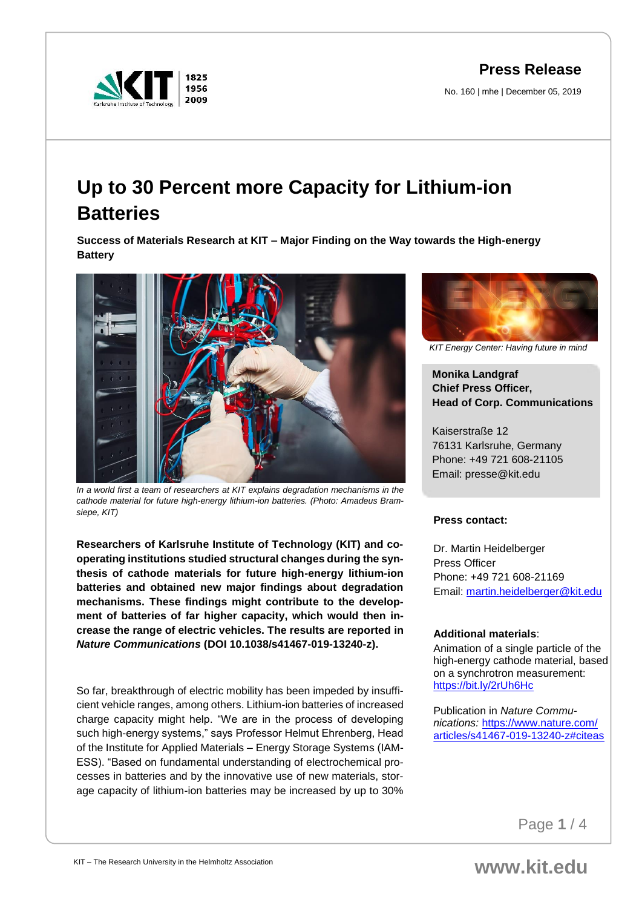# Press Release

No. 160 | mhe | December 05, 2019

# Up to 30 Percent more Capacity for Lithium-ion Batteries

**Success of Materials Research at KIT – Major Finding on the Way towards the High-energy Battery**

*In a world first a team of researchers at KIT explains degradation mechanisms in the cathode material for future high-energy lithium-ion batteries. (Photo: Amadeus Bramsiepe, KIT)*

**Researchers of Karlsruhe Institute of Technology (KIT) and cooperating institutions studied structural changes during the synthesis of cathode materials for future high-energy lithium-ion batteries and obtained new major findings about degradation mechanisms. These findings might contribute to the development of batteries of far higher capacity, which would then increase the range of electric vehicles. The results are reported in *Nature Communications* (DOI 10.1038/s41467-019-13240-z).**

So far, breakthrough of electric mobility has been impeded by insufficient vehicle ranges, among others. Lithium-ion batteries of increased charge capacity might help. "We are in the process of developing such high-energy systems," says Professor Helmut Ehrenberg, Head of the Institute for Applied Materials – Energy Storage Systems (IAM-ESS). "Based on fundamental understanding of electrochemical processes in batteries and by the innovative use of new materials, storage capacity of lithium-ion batteries may be increased by up to 30%

*KIT Energy Center: Having future in mind*

**Monika Landgraf**
**Chief Press Officer,**
**Head of Corp. Communications**

Kaiserstraße 12
76131 Karlsruhe, Germany
Phone: +49 721 608-21105
Email: presse@kit.edu

**Press contact:**

Dr. Martin Heidelberger
Press Officer
Phone: +49 721 608-21169
Email: martin.heidelberger@kit.edu

**Additional materials**:
Animation of a single particle of the high-energy cathode material, based on a synchrotron measurement: https://bit.ly/2rUh6Hc

Publication in *Nature Communications:* https://www.nature.com/articles/s41467-019-13240-z#citeas

KIT – The Research University in the Helmholtz Association

www.kit.edu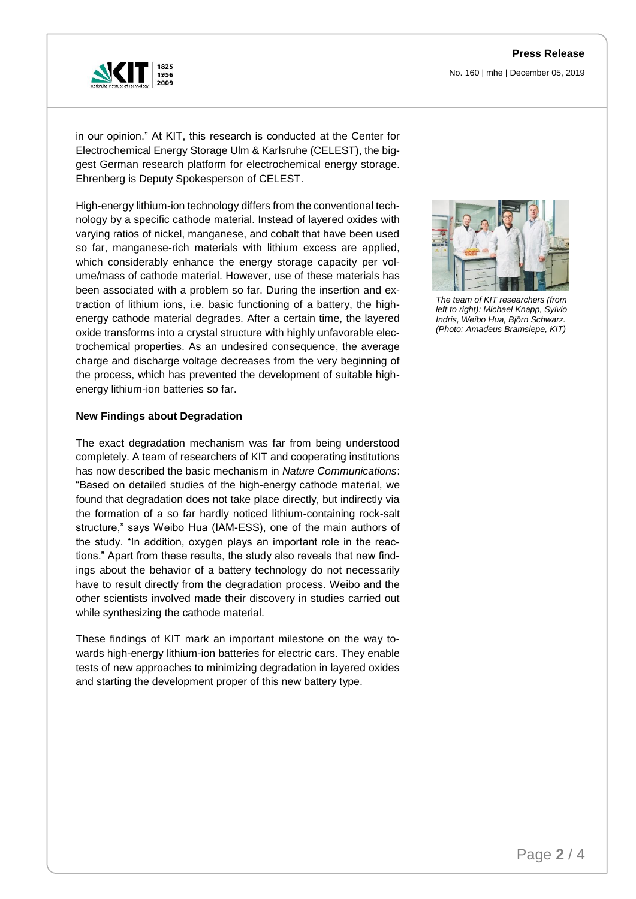in our opinion." At KIT, this research is conducted at the Center for Electrochemical Energy Storage Ulm & Karlsruhe (CELEST), the biggest German research platform for electrochemical energy storage. Ehrenberg is Deputy Spokesperson of CELEST.

High-energy lithium-ion technology differs from the conventional technology by a specific cathode material. Instead of layered oxides with varying ratios of nickel, manganese, and cobalt that have been used so far, manganese-rich materials with lithium excess are applied, which considerably enhance the energy storage capacity per volume/mass of cathode material. However, use of these materials has been associated with a problem so far. During the insertion and extraction of lithium ions, i.e. basic functioning of a battery, the high-energy cathode material degrades. After a certain time, the layered oxide transforms into a crystal structure with highly unfavorable electrochemical properties. As an undesired consequence, the average charge and discharge voltage decreases from the very beginning of the process, which has prevented the development of suitable high-energy lithium-ion batteries so far.

*The team of KIT researchers (from left to right): Michael Knapp, Sylvio Indris, Weibo Hua, Björn Schwarz. (Photo: Amadeus Bramsiepe, KIT)*

**New Findings about Degradation**

The exact degradation mechanism was far from being understood completely. A team of researchers of KIT and cooperating institutions has now described the basic mechanism in *Nature Communications*: "Based on detailed studies of the high-energy cathode material, we found that degradation does not take place directly, but indirectly via the formation of a so far hardly noticed lithium-containing rock-salt structure," says Weibo Hua (IAM-ESS), one of the main authors of the study. "In addition, oxygen plays an important role in the reactions." Apart from these results, the study also reveals that new findings about the behavior of a battery technology do not necessarily have to result directly from the degradation process. Weibo and the other scientists involved made their discovery in studies carried out while synthesizing the cathode material.

These findings of KIT mark an important milestone on the way towards high-energy lithium-ion batteries for electric cars. They enable tests of new approaches to minimizing degradation in layered oxides and starting the development proper of this new battery type.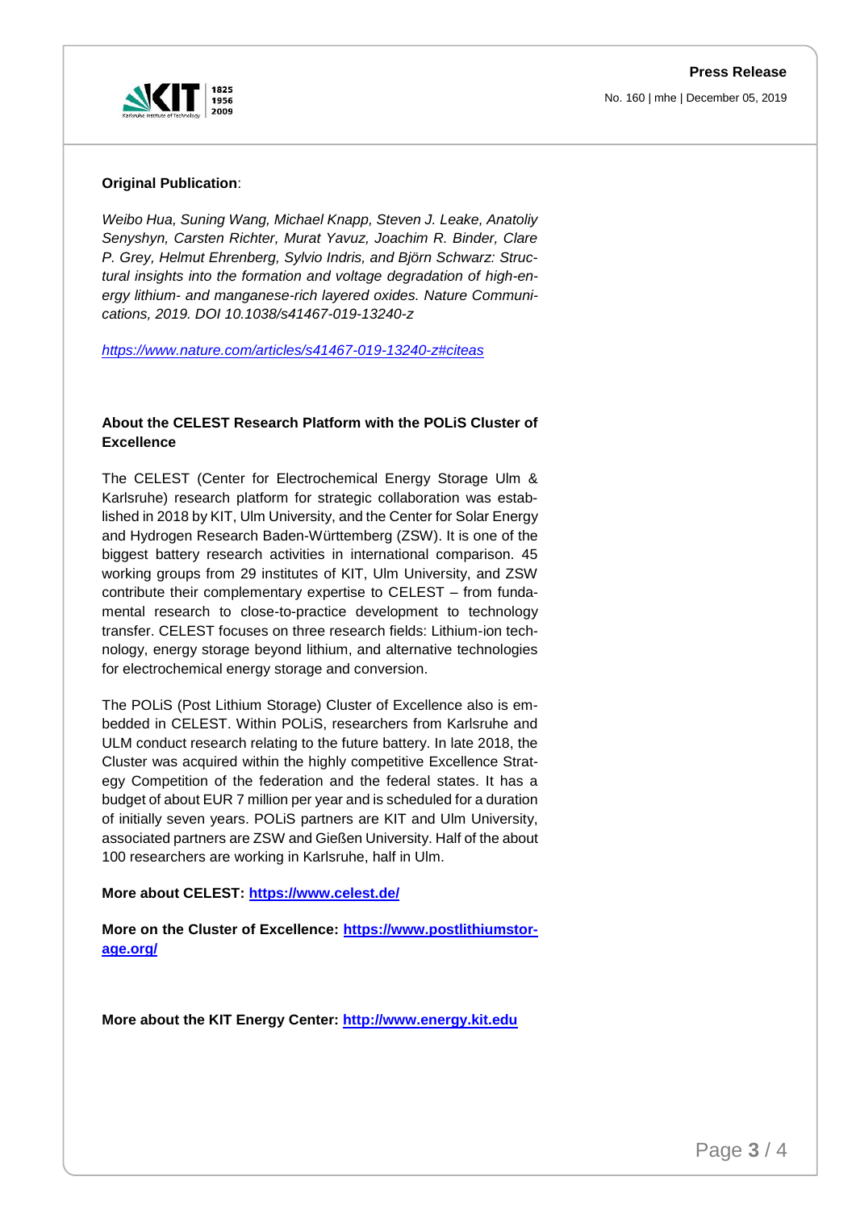**Original Publication**:

*Weibo Hua, Suning Wang, Michael Knapp, Steven J. Leake, Anatoliy Senyshyn, Carsten Richter, Murat Yavuz, Joachim R. Binder, Clare P. Grey, Helmut Ehrenberg, Sylvio Indris, and Björn Schwarz: Structural insights into the formation and voltage degradation of high-energy lithium- and manganese-rich layered oxides. Nature Communications, 2019. DOI 10.1038/s41467-019-13240-z*

https://www.nature.com/articles/s41467-019-13240-z#citeas

**About the CELEST Research Platform with the POLiS Cluster of Excellence**

The CELEST (Center for Electrochemical Energy Storage Ulm & Karlsruhe) research platform for strategic collaboration was established in 2018 by KIT, Ulm University, and the Center for Solar Energy and Hydrogen Research Baden-Württemberg (ZSW). It is one of the biggest battery research activities in international comparison. 45 working groups from 29 institutes of KIT, Ulm University, and ZSW contribute their complementary expertise to CELEST – from fundamental research to close-to-practice development to technology transfer. CELEST focuses on three research fields: Lithium-ion technology, energy storage beyond lithium, and alternative technologies for electrochemical energy storage and conversion.

The POLiS (Post Lithium Storage) Cluster of Excellence also is embedded in CELEST. Within POLiS, researchers from Karlsruhe and ULM conduct research relating to the future battery. In late 2018, the Cluster was acquired within the highly competitive Excellence Strategy Competition of the federation and the federal states. It has a budget of about EUR 7 million per year and is scheduled for a duration of initially seven years. POLiS partners are KIT and Ulm University, associated partners are ZSW and Gießen University. Half of the about 100 researchers are working in Karlsruhe, half in Ulm.

**More about CELEST: https://www.celest.de/**

**More on the Cluster of Excellence: https://www.postlithiumstorage.org/**

**More about the KIT Energy Center: http://www.energy.kit.edu**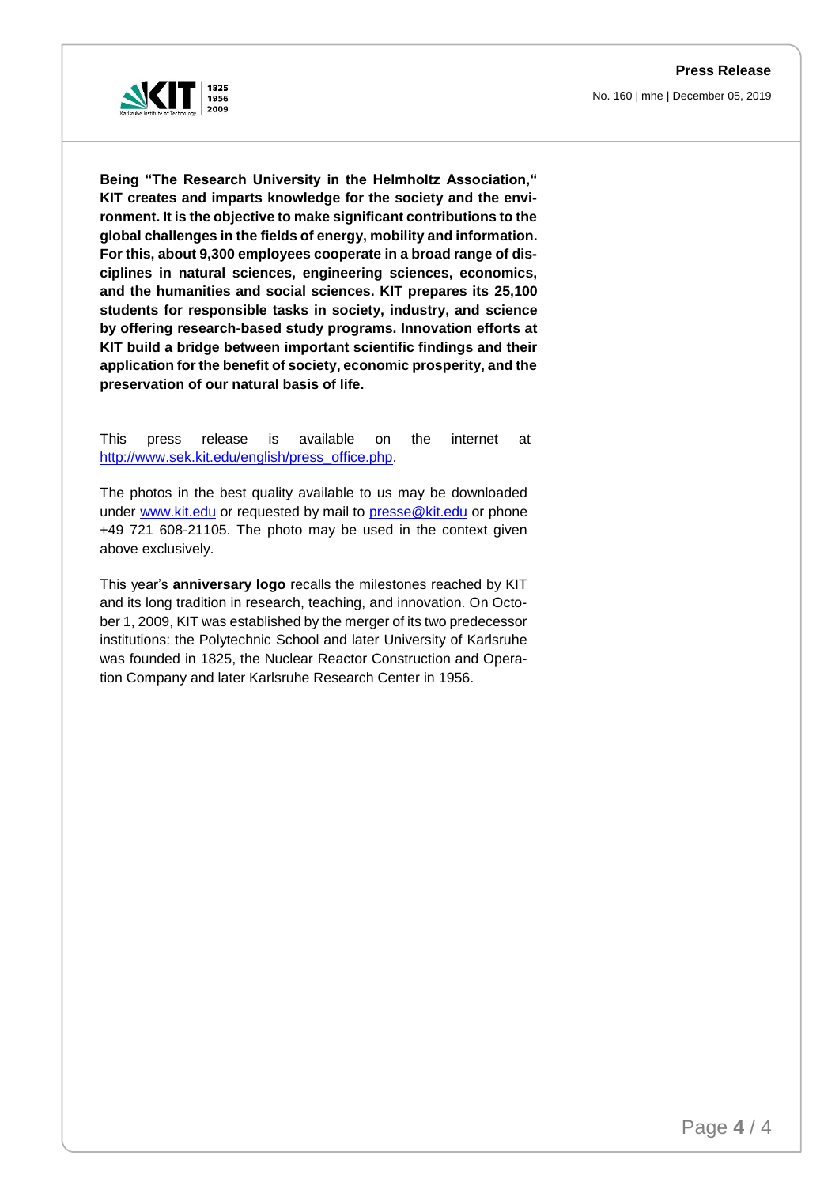**Being "The Research University in the Helmholtz Association," KIT creates and imparts knowledge for the society and the environment. It is the objective to make significant contributions to the global challenges in the fields of energy, mobility and information. For this, about 9,300 employees cooperate in a broad range of disciplines in natural sciences, engineering sciences, economics, and the humanities and social sciences. KIT prepares its 25,100 students for responsible tasks in society, industry, and science by offering research-based study programs. Innovation efforts at KIT build a bridge between important scientific findings and their application for the benefit of society, economic prosperity, and the preservation of our natural basis of life.**

This press release is available on the internet at [http://www.sek.kit.edu/english/press_office.php](http://www.sek.kit.edu/english/press_office.php).

The photos in the best quality available to us may be downloaded under [www.kit.edu](http://www.kit.edu) or requested by mail to [presse@kit.edu](mailto:presse@kit.edu) or phone +49 721 608-21105. The photo may be used in the context given above exclusively.

This year's **anniversary logo** recalls the milestones reached by KIT and its long tradition in research, teaching, and innovation. On October 1, 2009, KIT was established by the merger of its two predecessor institutions: the Polytechnic School and later University of Karlsruhe was founded in 1825, the Nuclear Reactor Construction and Operation Company and later Karlsruhe Research Center in 1956.